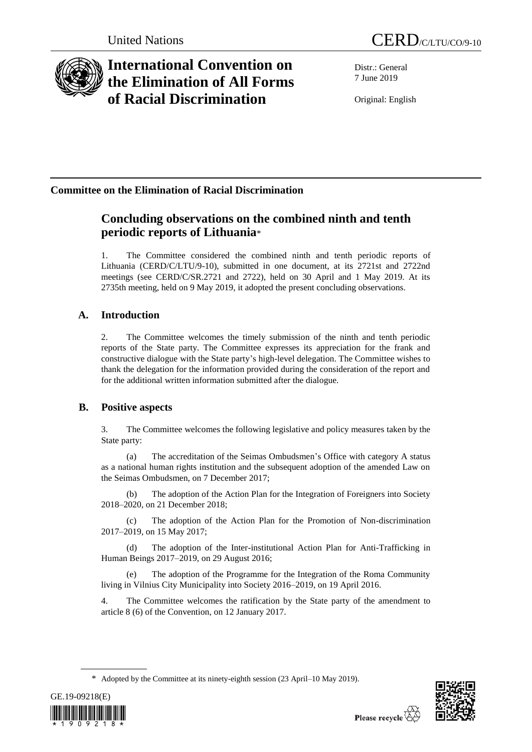United Nations CERD/C/LTU/CO/9-10

# International Convention on the Elimination of All Forms of Racial Discrimination

Distr.: General
7 June 2019

Original: English

**Committee on the Elimination of Racial Discrimination**

## Concluding observations on the combined ninth and tenth periodic reports of Lithuania*

1. The Committee considered the combined ninth and tenth periodic reports of Lithuania (CERD/C/LTU/9-10), submitted in one document, at its 2721st and 2722nd meetings (see CERD/C/SR.2721 and 2722), held on 30 April and 1 May 2019. At its 2735th meeting, held on 9 May 2019, it adopted the present concluding observations.

### A. Introduction

2. The Committee welcomes the timely submission of the ninth and tenth periodic reports of the State party. The Committee expresses its appreciation for the frank and constructive dialogue with the State party's high-level delegation. The Committee wishes to thank the delegation for the information provided during the consideration of the report and for the additional written information submitted after the dialogue.

### B. Positive aspects

3. The Committee welcomes the following legislative and policy measures taken by the State party:

(a) The accreditation of the Seimas Ombudsmen's Office with category A status as a national human rights institution and the subsequent adoption of the amended Law on the Seimas Ombudsmen, on 7 December 2017;

(b) The adoption of the Action Plan for the Integration of Foreigners into Society 2018–2020, on 21 December 2018;

(c) The adoption of the Action Plan for the Promotion of Non-discrimination 2017–2019, on 15 May 2017;

(d) The adoption of the Inter-institutional Action Plan for Anti-Trafficking in Human Beings 2017–2019, on 29 August 2016;

(e) The adoption of the Programme for the Integration of the Roma Community living in Vilnius City Municipality into Society 2016–2019, on 19 April 2016.

4. The Committee welcomes the ratification by the State party of the amendment to article 8 (6) of the Convention, on 12 January 2017.

\* Adopted by the Committee at its ninety-eighth session (23 April–10 May 2019).

GE.19-09218(E)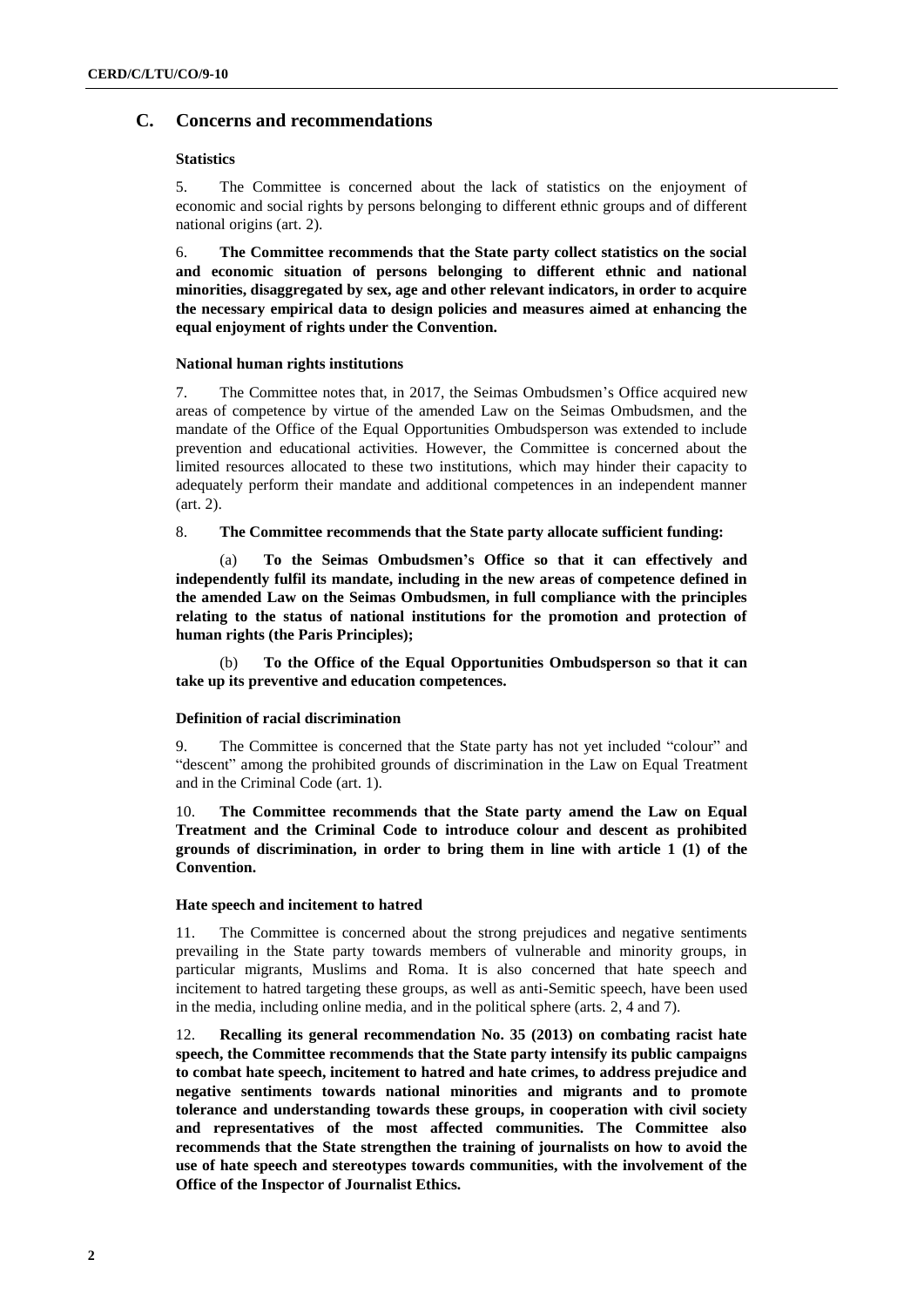## C. Concerns and recommendations

### Statistics

5. The Committee is concerned about the lack of statistics on the enjoyment of economic and social rights by persons belonging to different ethnic groups and of different national origins (art. 2).

6. **The Committee recommends that the State party collect statistics on the social and economic situation of persons belonging to different ethnic and national minorities, disaggregated by sex, age and other relevant indicators, in order to acquire the necessary empirical data to design policies and measures aimed at enhancing the equal enjoyment of rights under the Convention.**

### National human rights institutions

7. The Committee notes that, in 2017, the Seimas Ombudsmen's Office acquired new areas of competence by virtue of the amended Law on the Seimas Ombudsmen, and the mandate of the Office of the Equal Opportunities Ombudsperson was extended to include prevention and educational activities. However, the Committee is concerned about the limited resources allocated to these two institutions, which may hinder their capacity to adequately perform their mandate and additional competences in an independent manner (art. 2).

8. **The Committee recommends that the State party allocate sufficient funding:**

(a) **To the Seimas Ombudsmen's Office so that it can effectively and independently fulfil its mandate, including in the new areas of competence defined in the amended Law on the Seimas Ombudsmen, in full compliance with the principles relating to the status of national institutions for the promotion and protection of human rights (the Paris Principles);**

(b) **To the Office of the Equal Opportunities Ombudsperson so that it can take up its preventive and education competences.**

### Definition of racial discrimination

9. The Committee is concerned that the State party has not yet included "colour" and "descent" among the prohibited grounds of discrimination in the Law on Equal Treatment and in the Criminal Code (art. 1).

10. **The Committee recommends that the State party amend the Law on Equal Treatment and the Criminal Code to introduce colour and descent as prohibited grounds of discrimination, in order to bring them in line with article 1 (1) of the Convention.**

### Hate speech and incitement to hatred

11. The Committee is concerned about the strong prejudices and negative sentiments prevailing in the State party towards members of vulnerable and minority groups, in particular migrants, Muslims and Roma. It is also concerned that hate speech and incitement to hatred targeting these groups, as well as anti-Semitic speech, have been used in the media, including online media, and in the political sphere (arts. 2, 4 and 7).

12. **Recalling its general recommendation No. 35 (2013) on combating racist hate speech, the Committee recommends that the State party intensify its public campaigns to combat hate speech, incitement to hatred and hate crimes, to address prejudice and negative sentiments towards national minorities and migrants and to promote tolerance and understanding towards these groups, in cooperation with civil society and representatives of the most affected communities. The Committee also recommends that the State strengthen the training of journalists on how to avoid the use of hate speech and stereotypes towards communities, with the involvement of the Office of the Inspector of Journalist Ethics.**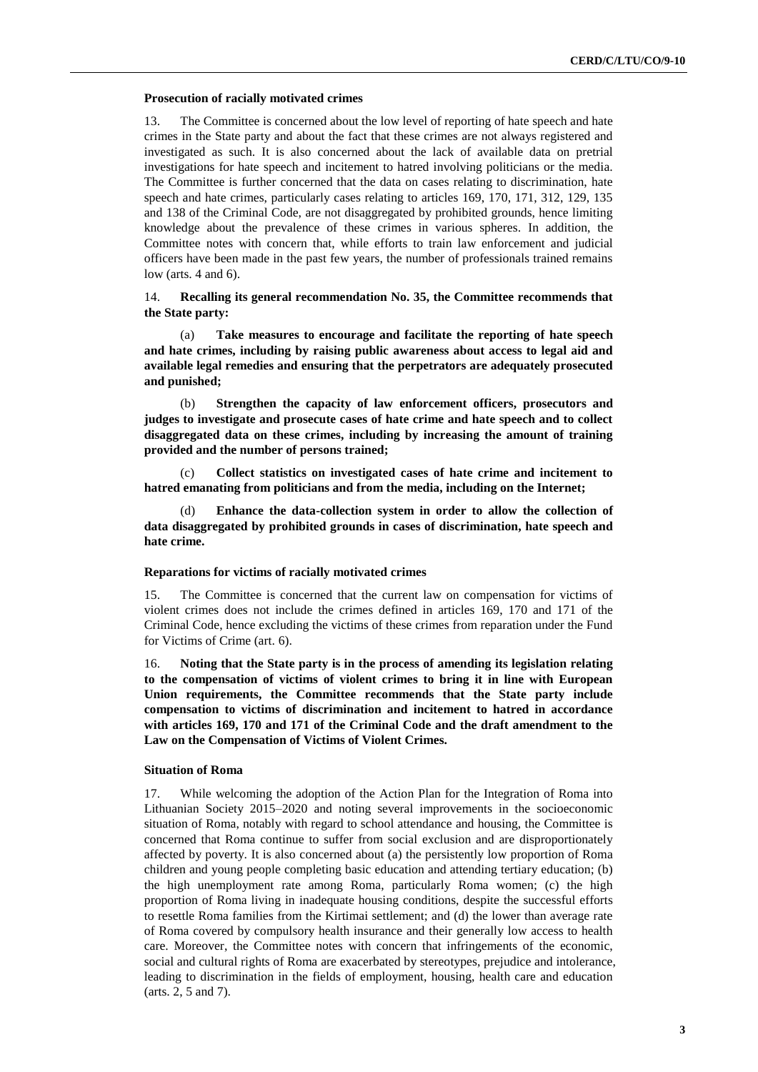### Prosecution of racially motivated crimes

13. The Committee is concerned about the low level of reporting of hate speech and hate crimes in the State party and about the fact that these crimes are not always registered and investigated as such. It is also concerned about the lack of available data on pretrial investigations for hate speech and incitement to hatred involving politicians or the media. The Committee is further concerned that the data on cases relating to discrimination, hate speech and hate crimes, particularly cases relating to articles 169, 170, 171, 312, 129, 135 and 138 of the Criminal Code, are not disaggregated by prohibited grounds, hence limiting knowledge about the prevalence of these crimes in various spheres. In addition, the Committee notes with concern that, while efforts to train law enforcement and judicial officers have been made in the past few years, the number of professionals trained remains low (arts. 4 and 6).

14. **Recalling its general recommendation No. 35, the Committee recommends that the State party:**

(a) **Take measures to encourage and facilitate the reporting of hate speech and hate crimes, including by raising public awareness about access to legal aid and available legal remedies and ensuring that the perpetrators are adequately prosecuted and punished;**

(b) **Strengthen the capacity of law enforcement officers, prosecutors and judges to investigate and prosecute cases of hate crime and hate speech and to collect disaggregated data on these crimes, including by increasing the amount of training provided and the number of persons trained;**

(c) **Collect statistics on investigated cases of hate crime and incitement to hatred emanating from politicians and from the media, including on the Internet;**

(d) **Enhance the data-collection system in order to allow the collection of data disaggregated by prohibited grounds in cases of discrimination, hate speech and hate crime.**

### Reparations for victims of racially motivated crimes

15. The Committee is concerned that the current law on compensation for victims of violent crimes does not include the crimes defined in articles 169, 170 and 171 of the Criminal Code, hence excluding the victims of these crimes from reparation under the Fund for Victims of Crime (art. 6).

16. **Noting that the State party is in the process of amending its legislation relating to the compensation of victims of violent crimes to bring it in line with European Union requirements, the Committee recommends that the State party include compensation to victims of discrimination and incitement to hatred in accordance with articles 169, 170 and 171 of the Criminal Code and the draft amendment to the Law on the Compensation of Victims of Violent Crimes.**

### Situation of Roma

17. While welcoming the adoption of the Action Plan for the Integration of Roma into Lithuanian Society 2015–2020 and noting several improvements in the socioeconomic situation of Roma, notably with regard to school attendance and housing, the Committee is concerned that Roma continue to suffer from social exclusion and are disproportionately affected by poverty. It is also concerned about (a) the persistently low proportion of Roma children and young people completing basic education and attending tertiary education; (b) the high unemployment rate among Roma, particularly Roma women; (c) the high proportion of Roma living in inadequate housing conditions, despite the successful efforts to resettle Roma families from the Kirtimai settlement; and (d) the lower than average rate of Roma covered by compulsory health insurance and their generally low access to health care. Moreover, the Committee notes with concern that infringements of the economic, social and cultural rights of Roma are exacerbated by stereotypes, prejudice and intolerance, leading to discrimination in the fields of employment, housing, health care and education (arts. 2, 5 and 7).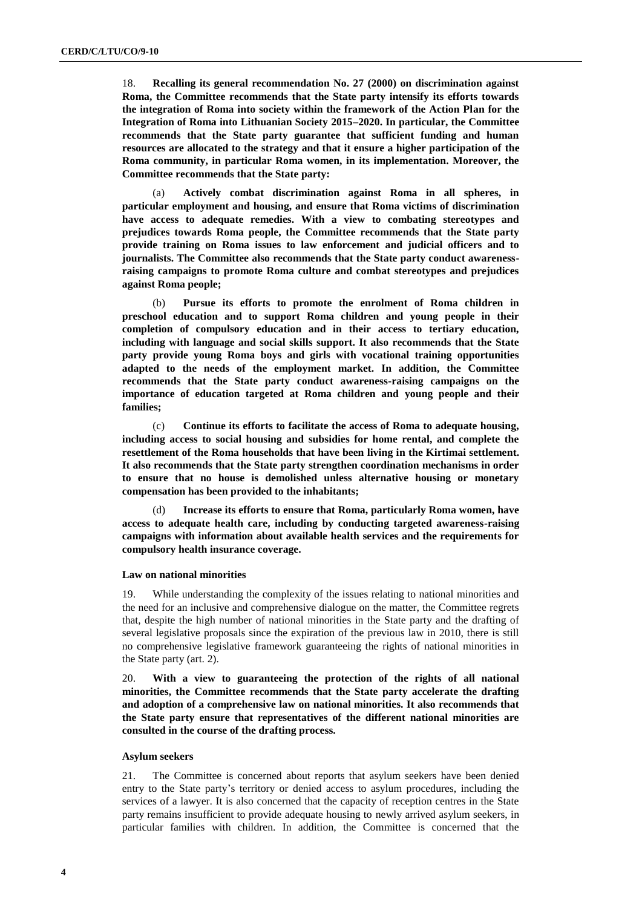18. **Recalling its general recommendation No. 27 (2000) on discrimination against Roma, the Committee recommends that the State party intensify its efforts towards the integration of Roma into society within the framework of the Action Plan for the Integration of Roma into Lithuanian Society 2015–2020. In particular, the Committee recommends that the State party guarantee that sufficient funding and human resources are allocated to the strategy and that it ensure a higher participation of the Roma community, in particular Roma women, in its implementation. Moreover, the Committee recommends that the State party:**

(a) **Actively combat discrimination against Roma in all spheres, in particular employment and housing, and ensure that Roma victims of discrimination have access to adequate remedies. With a view to combating stereotypes and prejudices towards Roma people, the Committee recommends that the State party provide training on Roma issues to law enforcement and judicial officers and to journalists. The Committee also recommends that the State party conduct awareness-raising campaigns to promote Roma culture and combat stereotypes and prejudices against Roma people;**

(b) **Pursue its efforts to promote the enrolment of Roma children in preschool education and to support Roma children and young people in their completion of compulsory education and in their access to tertiary education, including with language and social skills support. It also recommends that the State party provide young Roma boys and girls with vocational training opportunities adapted to the needs of the employment market. In addition, the Committee recommends that the State party conduct awareness-raising campaigns on the importance of education targeted at Roma children and young people and their families;**

(c) **Continue its efforts to facilitate the access of Roma to adequate housing, including access to social housing and subsidies for home rental, and complete the resettlement of the Roma households that have been living in the Kirtimai settlement. It also recommends that the State party strengthen coordination mechanisms in order to ensure that no house is demolished unless alternative housing or monetary compensation has been provided to the inhabitants;**

(d) **Increase its efforts to ensure that Roma, particularly Roma women, have access to adequate health care, including by conducting targeted awareness-raising campaigns with information about available health services and the requirements for compulsory health insurance coverage.**

### Law on national minorities

19. While understanding the complexity of the issues relating to national minorities and the need for an inclusive and comprehensive dialogue on the matter, the Committee regrets that, despite the high number of national minorities in the State party and the drafting of several legislative proposals since the expiration of the previous law in 2010, there is still no comprehensive legislative framework guaranteeing the rights of national minorities in the State party (art. 2).

20. **With a view to guaranteeing the protection of the rights of all national minorities, the Committee recommends that the State party accelerate the drafting and adoption of a comprehensive law on national minorities. It also recommends that the State party ensure that representatives of the different national minorities are consulted in the course of the drafting process.**

### Asylum seekers

21. The Committee is concerned about reports that asylum seekers have been denied entry to the State party's territory or denied access to asylum procedures, including the services of a lawyer. It is also concerned that the capacity of reception centres in the State party remains insufficient to provide adequate housing to newly arrived asylum seekers, in particular families with children. In addition, the Committee is concerned that the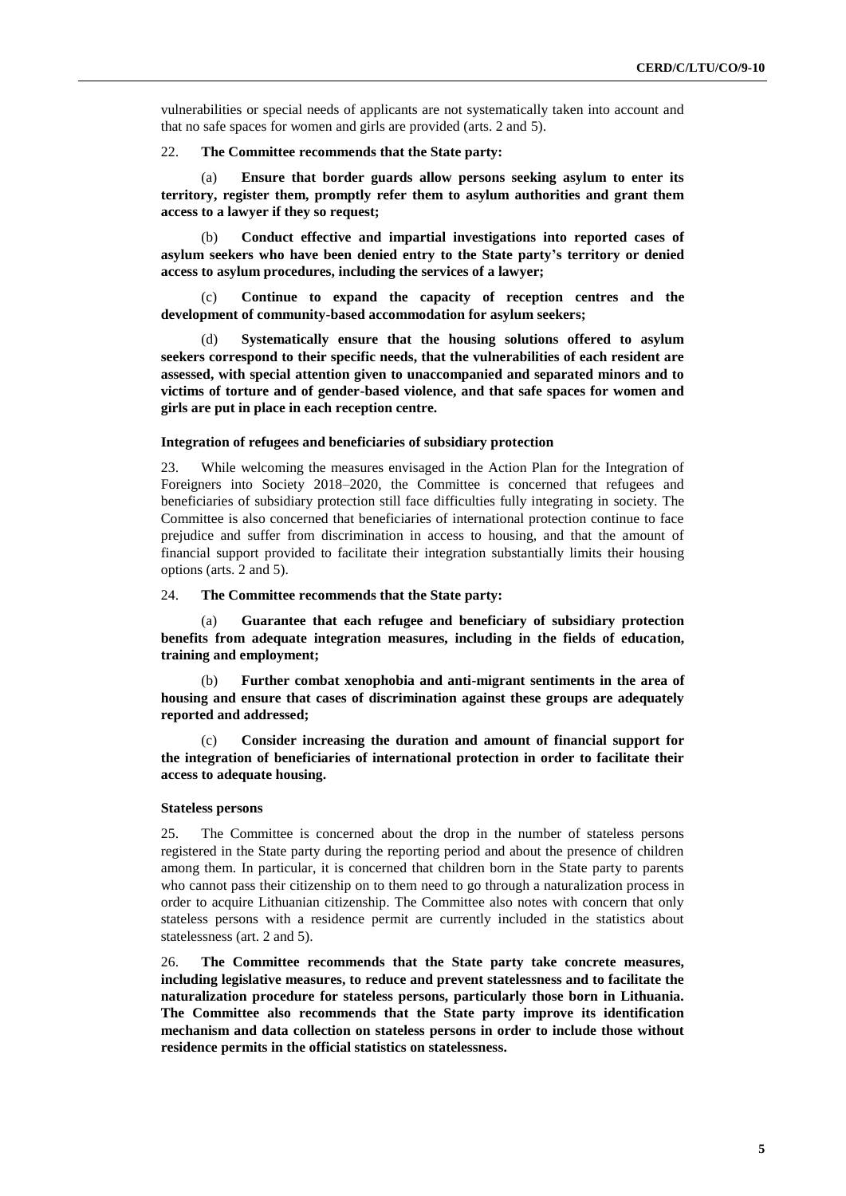vulnerabilities or special needs of applicants are not systematically taken into account and that no safe spaces for women and girls are provided (arts. 2 and 5).

22. **The Committee recommends that the State party:**

(a) **Ensure that border guards allow persons seeking asylum to enter its territory, register them, promptly refer them to asylum authorities and grant them access to a lawyer if they so request;**

(b) **Conduct effective and impartial investigations into reported cases of asylum seekers who have been denied entry to the State party's territory or denied access to asylum procedures, including the services of a lawyer;**

(c) **Continue to expand the capacity of reception centres and the development of community-based accommodation for asylum seekers;**

(d) **Systematically ensure that the housing solutions offered to asylum seekers correspond to their specific needs, that the vulnerabilities of each resident are assessed, with special attention given to unaccompanied and separated minors and to victims of torture and of gender-based violence, and that safe spaces for women and girls are put in place in each reception centre.**

### Integration of refugees and beneficiaries of subsidiary protection

23. While welcoming the measures envisaged in the Action Plan for the Integration of Foreigners into Society 2018–2020, the Committee is concerned that refugees and beneficiaries of subsidiary protection still face difficulties fully integrating in society. The Committee is also concerned that beneficiaries of international protection continue to face prejudice and suffer from discrimination in access to housing, and that the amount of financial support provided to facilitate their integration substantially limits their housing options (arts. 2 and 5).

24. **The Committee recommends that the State party:**

(a) **Guarantee that each refugee and beneficiary of subsidiary protection benefits from adequate integration measures, including in the fields of education, training and employment;**

(b) **Further combat xenophobia and anti-migrant sentiments in the area of housing and ensure that cases of discrimination against these groups are adequately reported and addressed;**

(c) **Consider increasing the duration and amount of financial support for the integration of beneficiaries of international protection in order to facilitate their access to adequate housing.**

### Stateless persons

25. The Committee is concerned about the drop in the number of stateless persons registered in the State party during the reporting period and about the presence of children among them. In particular, it is concerned that children born in the State party to parents who cannot pass their citizenship on to them need to go through a naturalization process in order to acquire Lithuanian citizenship. The Committee also notes with concern that only stateless persons with a residence permit are currently included in the statistics about statelessness (art. 2 and 5).

26. **The Committee recommends that the State party take concrete measures, including legislative measures, to reduce and prevent statelessness and to facilitate the naturalization procedure for stateless persons, particularly those born in Lithuania. The Committee also recommends that the State party improve its identification mechanism and data collection on stateless persons in order to include those without residence permits in the official statistics on statelessness.**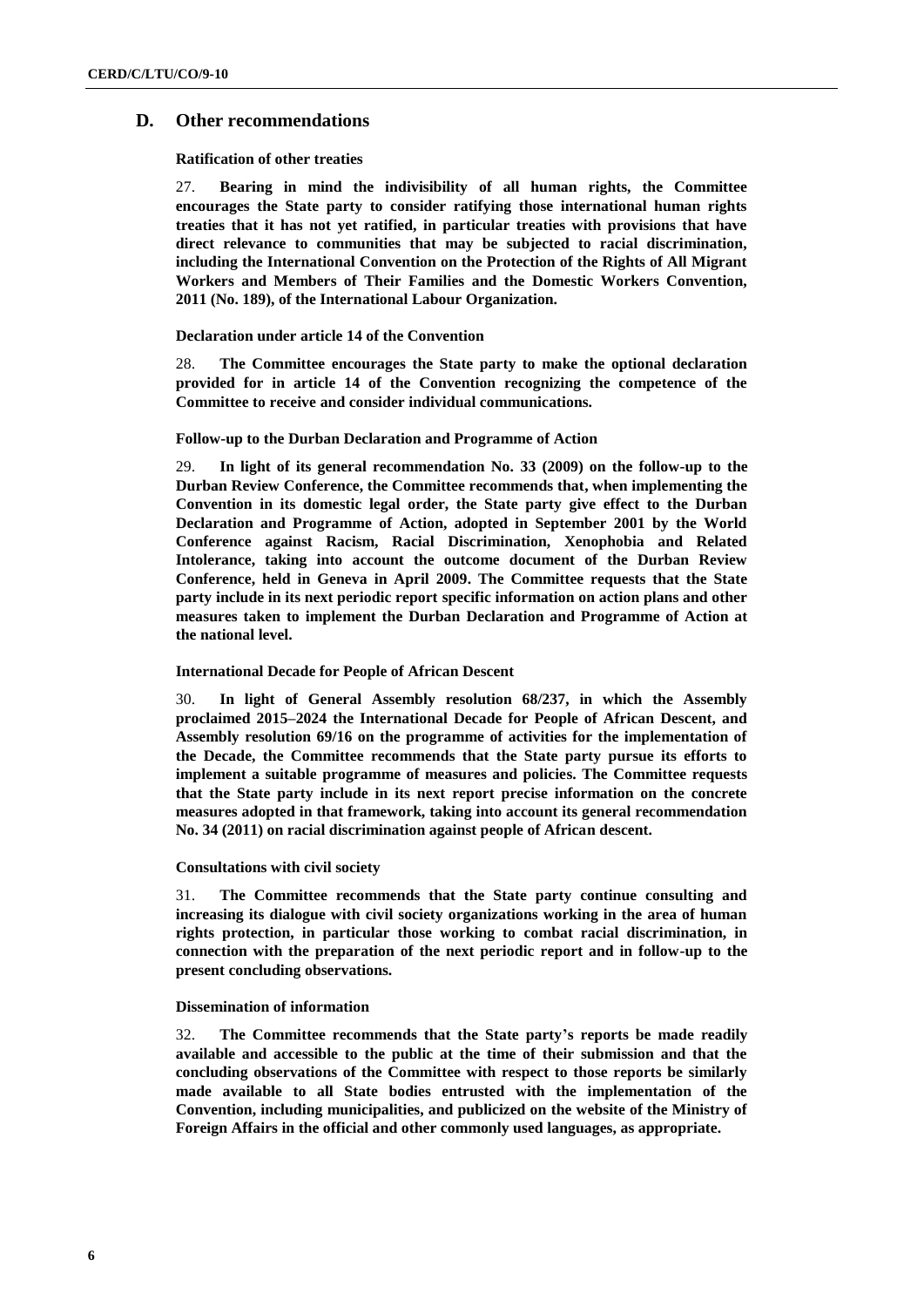## D. Other recommendations

### Ratification of other treaties

27. **Bearing in mind the indivisibility of all human rights, the Committee encourages the State party to consider ratifying those international human rights treaties that it has not yet ratified, in particular treaties with provisions that have direct relevance to communities that may be subjected to racial discrimination, including the International Convention on the Protection of the Rights of All Migrant Workers and Members of Their Families and the Domestic Workers Convention, 2011 (No. 189), of the International Labour Organization.**

### Declaration under article 14 of the Convention

28. **The Committee encourages the State party to make the optional declaration provided for in article 14 of the Convention recognizing the competence of the Committee to receive and consider individual communications.**

### Follow-up to the Durban Declaration and Programme of Action

29. **In light of its general recommendation No. 33 (2009) on the follow-up to the Durban Review Conference, the Committee recommends that, when implementing the Convention in its domestic legal order, the State party give effect to the Durban Declaration and Programme of Action, adopted in September 2001 by the World Conference against Racism, Racial Discrimination, Xenophobia and Related Intolerance, taking into account the outcome document of the Durban Review Conference, held in Geneva in April 2009. The Committee requests that the State party include in its next periodic report specific information on action plans and other measures taken to implement the Durban Declaration and Programme of Action at the national level.**

### International Decade for People of African Descent

30. **In light of General Assembly resolution 68/237, in which the Assembly proclaimed 2015–2024 the International Decade for People of African Descent, and Assembly resolution 69/16 on the programme of activities for the implementation of the Decade, the Committee recommends that the State party pursue its efforts to implement a suitable programme of measures and policies. The Committee requests that the State party include in its next report precise information on the concrete measures adopted in that framework, taking into account its general recommendation No. 34 (2011) on racial discrimination against people of African descent.**

### Consultations with civil society

31. **The Committee recommends that the State party continue consulting and increasing its dialogue with civil society organizations working in the area of human rights protection, in particular those working to combat racial discrimination, in connection with the preparation of the next periodic report and in follow-up to the present concluding observations.**

### Dissemination of information

32. **The Committee recommends that the State party's reports be made readily available and accessible to the public at the time of their submission and that the concluding observations of the Committee with respect to those reports be similarly made available to all State bodies entrusted with the implementation of the Convention, including municipalities, and publicized on the website of the Ministry of Foreign Affairs in the official and other commonly used languages, as appropriate.**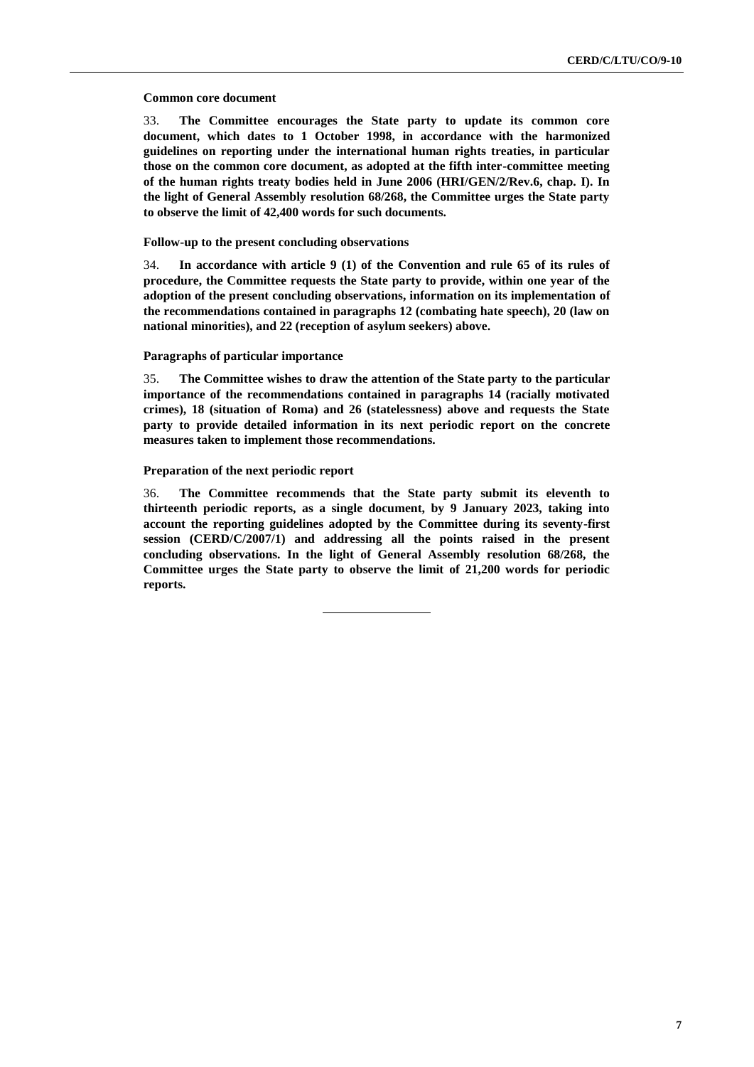### Common core document

33. **The Committee encourages the State party to update its common core document, which dates to 1 October 1998, in accordance with the harmonized guidelines on reporting under the international human rights treaties, in particular those on the common core document, as adopted at the fifth inter-committee meeting of the human rights treaty bodies held in June 2006 (HRI/GEN/2/Rev.6, chap. I). In the light of General Assembly resolution 68/268, the Committee urges the State party to observe the limit of 42,400 words for such documents.**

### Follow-up to the present concluding observations

34. **In accordance with article 9 (1) of the Convention and rule 65 of its rules of procedure, the Committee requests the State party to provide, within one year of the adoption of the present concluding observations, information on its implementation of the recommendations contained in paragraphs 12 (combating hate speech), 20 (law on national minorities), and 22 (reception of asylum seekers) above.**

### Paragraphs of particular importance

35. **The Committee wishes to draw the attention of the State party to the particular importance of the recommendations contained in paragraphs 14 (racially motivated crimes), 18 (situation of Roma) and 26 (statelessness) above and requests the State party to provide detailed information in its next periodic report on the concrete measures taken to implement those recommendations.**

### Preparation of the next periodic report

36. **The Committee recommends that the State party submit its eleventh to thirteenth periodic reports, as a single document, by 9 January 2023, taking into account the reporting guidelines adopted by the Committee during its seventy-first session (CERD/C/2007/1) and addressing all the points raised in the present concluding observations. In the light of General Assembly resolution 68/268, the Committee urges the State party to observe the limit of 21,200 words for periodic reports.**